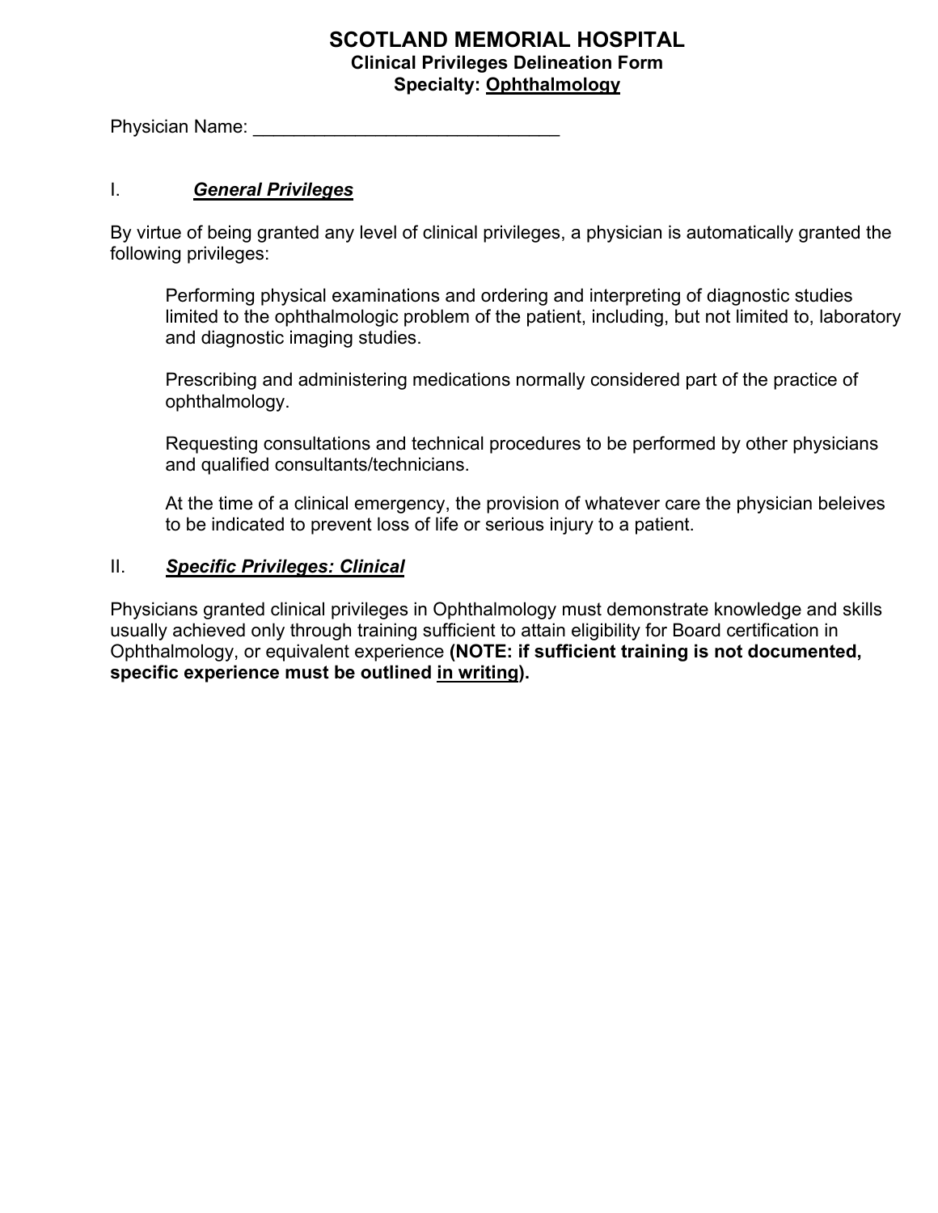# SCOTLAND MEMORIAL HOSPITAL

## Clinical Privileges Delineation Form

## Specialty: Ophthalmology

Physician Name: ______________________________

## I. ***General Privileges***

By virtue of being granted any level of clinical privileges, a physician is automatically granted the following privileges:

> Performing physical examinations and ordering and interpreting of diagnostic studies limited to the ophthalmologic problem of the patient, including, but not limited to, laboratory and diagnostic imaging studies.
>
> Prescribing and administering medications normally considered part of the practice of ophthalmology.
>
> Requesting consultations and technical procedures to be performed by other physicians and qualified consultants/technicians.
>
> At the time of a clinical emergency, the provision of whatever care the physician beleives to be indicated to prevent loss of life or serious injury to a patient.

## II. ***Specific Privileges: Clinical***

Physicians granted clinical privileges in Ophthalmology must demonstrate knowledge and skills usually achieved only through training sufficient to attain eligibility for Board certification in Ophthalmology, or equivalent experience **(NOTE: if sufficient training is not documented, specific experience must be outlined in writing).**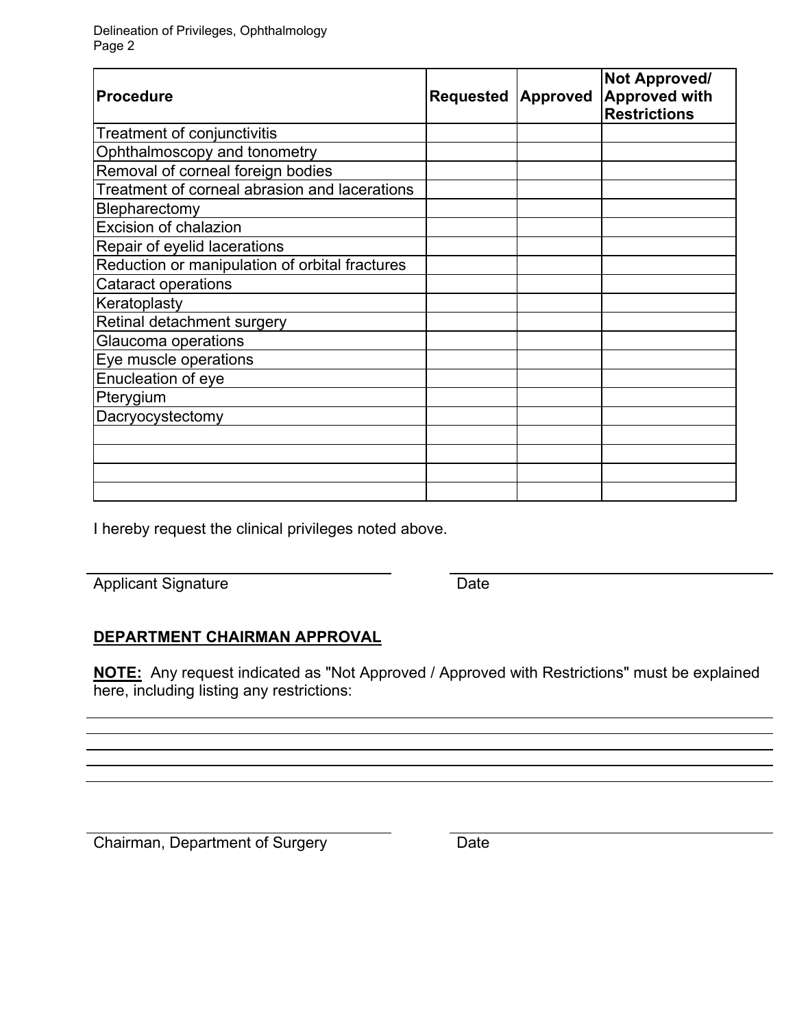| Procedure | Requested | Approved | Not Approved/ Approved with Restrictions |
|---|---|---|---|
| Treatment of conjunctivitis | | | |
| Ophthalmoscopy and tonometry | | | |
| Removal of corneal foreign bodies | | | |
| Treatment of corneal abrasion and lacerations | | | |
| Blepharectomy | | | |
| Excision of chalazion | | | |
| Repair of eyelid lacerations | | | |
| Reduction or manipulation of orbital fractures | | | |
| Cataract operations | | | |
| Keratoplasty | | | |
| Retinal detachment surgery | | | |
| Glaucoma operations | | | |
| Eye muscle operations | | | |
| Enucleation of eye | | | |
| Pterygium | | | |
| Dacryocystectomy | | | |
| | | | |
| | | | |
| | | | |
| | | | |

I hereby request the clinical privileges noted above.

Applicant Signature ____________________ Date ____________________

**DEPARTMENT CHAIRMAN APPROVAL**

**NOTE:** Any request indicated as "Not Approved / Approved with Restrictions" must be explained here, including listing any restrictions:

________________________________________

________________________________________

________________________________________

________________________________________

________________________________________

Chairman, Department of Surgery ____________________ Date ____________________